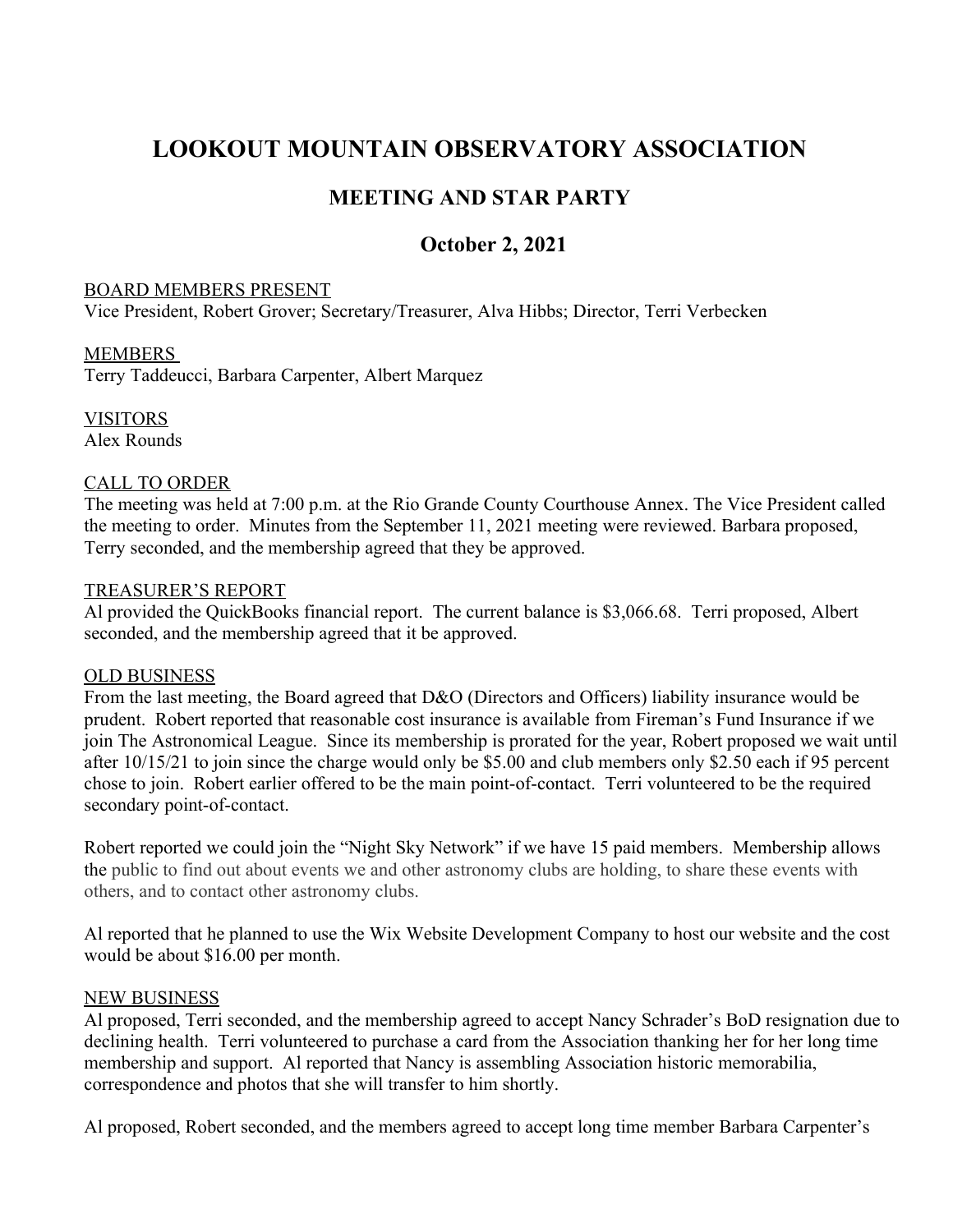# LOOKOUT MOUNTAIN OBSERVATORY ASSOCIATION

## MEETING AND STAR PARTY

## October 2, 2021

BOARD MEMBERS PRESENT

Vice President, Robert Grover; Secretary/Treasurer, Alva Hibbs; Director, Terri Verbecken

MEMBERS

Terry Taddeucci, Barbara Carpenter, Albert Marquez

VISITORS

Alex Rounds

CALL TO ORDER

The meeting was held at 7:00 p.m. at the Rio Grande County Courthouse Annex. The Vice President called the meeting to order. Minutes from the September 11, 2021 meeting were reviewed. Barbara proposed, Terry seconded, and the membership agreed that they be approved.

TREASURER'S REPORT

Al provided the QuickBooks financial report. The current balance is $3,066.68. Terri proposed, Albert seconded, and the membership agreed that it be approved.

OLD BUSINESS

From the last meeting, the Board agreed that D&O (Directors and Officers) liability insurance would be prudent. Robert reported that reasonable cost insurance is available from Fireman's Fund Insurance if we join The Astronomical League. Since its membership is prorated for the year, Robert proposed we wait until after 10/15/21 to join since the charge would only be $5.00 and club members only $2.50 each if 95 percent chose to join. Robert earlier offered to be the main point-of-contact. Terri volunteered to be the required secondary point-of-contact.

Robert reported we could join the "Night Sky Network" if we have 15 paid members. Membership allows the public to find out about events we and other astronomy clubs are holding, to share these events with others, and to contact other astronomy clubs.

Al reported that he planned to use the Wix Website Development Company to host our website and the cost would be about $16.00 per month.

NEW BUSINESS

Al proposed, Terri seconded, and the membership agreed to accept Nancy Schrader's BoD resignation due to declining health. Terri volunteered to purchase a card from the Association thanking her for her long time membership and support. Al reported that Nancy is assembling Association historic memorabilia, correspondence and photos that she will transfer to him shortly.

Al proposed, Robert seconded, and the members agreed to accept long time member Barbara Carpenter's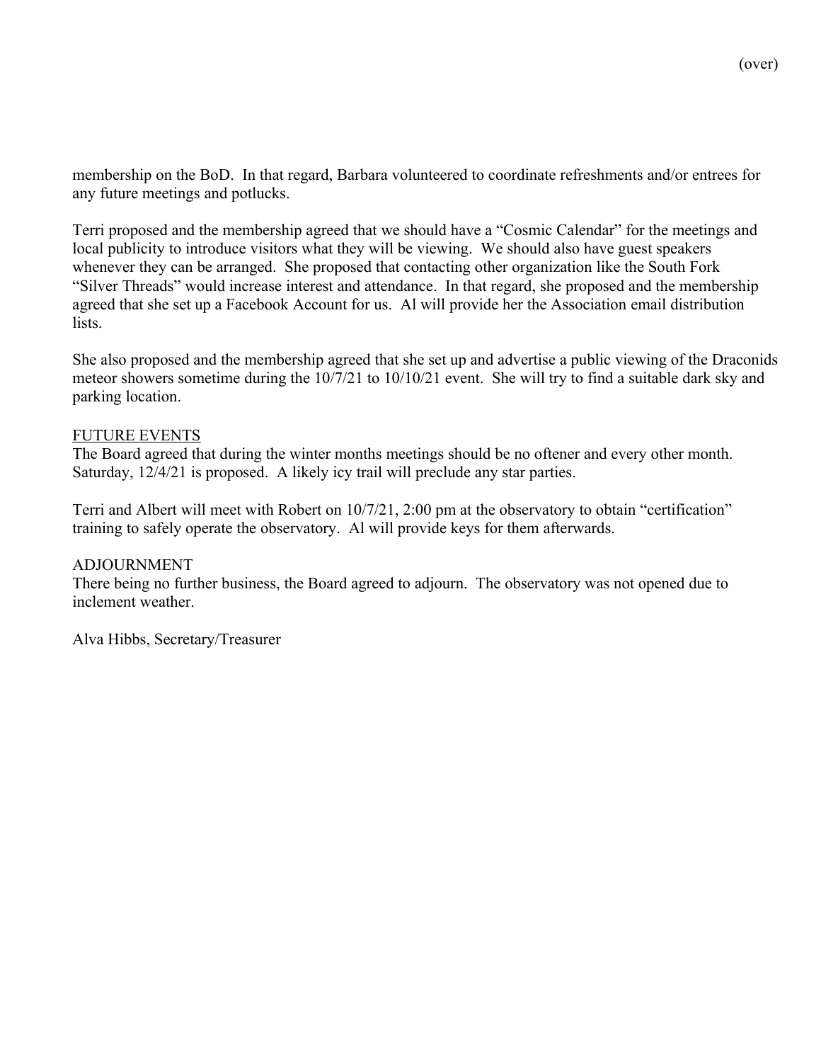(over)

membership on the BoD. In that regard, Barbara volunteered to coordinate refreshments and/or entrees for any future meetings and potlucks.

Terri proposed and the membership agreed that we should have a "Cosmic Calendar" for the meetings and local publicity to introduce visitors what they will be viewing. We should also have guest speakers whenever they can be arranged. She proposed that contacting other organization like the South Fork "Silver Threads" would increase interest and attendance. In that regard, she proposed and the membership agreed that she set up a Facebook Account for us. Al will provide her the Association email distribution lists.

She also proposed and the membership agreed that she set up and advertise a public viewing of the Draconids meteor showers sometime during the 10/7/21 to 10/10/21 event. She will try to find a suitable dark sky and parking location.

<u>FUTURE EVENTS</u>

The Board agreed that during the winter months meetings should be no oftener and every other month. Saturday, 12/4/21 is proposed. A likely icy trail will preclude any star parties.

Terri and Albert will meet with Robert on 10/7/21, 2:00 pm at the observatory to obtain "certification" training to safely operate the observatory. Al will provide keys for them afterwards.

ADJOURNMENT

There being no further business, the Board agreed to adjourn. The observatory was not opened due to inclement weather.

Alva Hibbs, Secretary/Treasurer